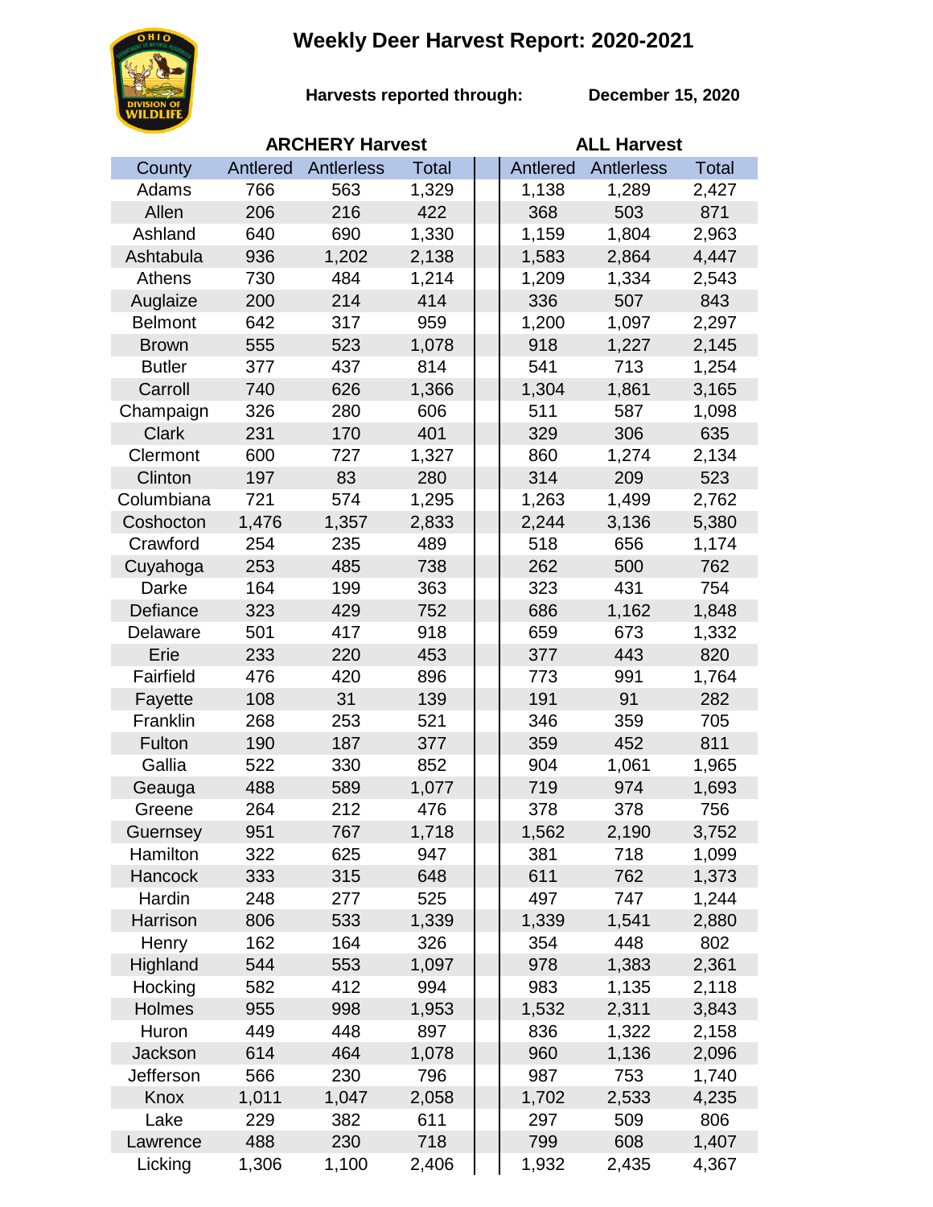# Weekly Deer Harvest Report: 2020-2021

**Harvests reported through:** **December 15, 2020**

| County | ARCHERY Harvest | | | ALL Harvest | | |
|---|---|---|---|---|---|---|
| | Antlered | Antlerless | Total | Antlered | Antlerless | Total |
| Adams | 766 | 563 | 1,329 | 1,138 | 1,289 | 2,427 |
| Allen | 206 | 216 | 422 | 368 | 503 | 871 |
| Ashland | 640 | 690 | 1,330 | 1,159 | 1,804 | 2,963 |
| Ashtabula | 936 | 1,202 | 2,138 | 1,583 | 2,864 | 4,447 |
| Athens | 730 | 484 | 1,214 | 1,209 | 1,334 | 2,543 |
| Auglaize | 200 | 214 | 414 | 336 | 507 | 843 |
| Belmont | 642 | 317 | 959 | 1,200 | 1,097 | 2,297 |
| Brown | 555 | 523 | 1,078 | 918 | 1,227 | 2,145 |
| Butler | 377 | 437 | 814 | 541 | 713 | 1,254 |
| Carroll | 740 | 626 | 1,366 | 1,304 | 1,861 | 3,165 |
| Champaign | 326 | 280 | 606 | 511 | 587 | 1,098 |
| Clark | 231 | 170 | 401 | 329 | 306 | 635 |
| Clermont | 600 | 727 | 1,327 | 860 | 1,274 | 2,134 |
| Clinton | 197 | 83 | 280 | 314 | 209 | 523 |
| Columbiana | 721 | 574 | 1,295 | 1,263 | 1,499 | 2,762 |
| Coshocton | 1,476 | 1,357 | 2,833 | 2,244 | 3,136 | 5,380 |
| Crawford | 254 | 235 | 489 | 518 | 656 | 1,174 |
| Cuyahoga | 253 | 485 | 738 | 262 | 500 | 762 |
| Darke | 164 | 199 | 363 | 323 | 431 | 754 |
| Defiance | 323 | 429 | 752 | 686 | 1,162 | 1,848 |
| Delaware | 501 | 417 | 918 | 659 | 673 | 1,332 |
| Erie | 233 | 220 | 453 | 377 | 443 | 820 |
| Fairfield | 476 | 420 | 896 | 773 | 991 | 1,764 |
| Fayette | 108 | 31 | 139 | 191 | 91 | 282 |
| Franklin | 268 | 253 | 521 | 346 | 359 | 705 |
| Fulton | 190 | 187 | 377 | 359 | 452 | 811 |
| Gallia | 522 | 330 | 852 | 904 | 1,061 | 1,965 |
| Geauga | 488 | 589 | 1,077 | 719 | 974 | 1,693 |
| Greene | 264 | 212 | 476 | 378 | 378 | 756 |
| Guernsey | 951 | 767 | 1,718 | 1,562 | 2,190 | 3,752 |
| Hamilton | 322 | 625 | 947 | 381 | 718 | 1,099 |
| Hancock | 333 | 315 | 648 | 611 | 762 | 1,373 |
| Hardin | 248 | 277 | 525 | 497 | 747 | 1,244 |
| Harrison | 806 | 533 | 1,339 | 1,339 | 1,541 | 2,880 |
| Henry | 162 | 164 | 326 | 354 | 448 | 802 |
| Highland | 544 | 553 | 1,097 | 978 | 1,383 | 2,361 |
| Hocking | 582 | 412 | 994 | 983 | 1,135 | 2,118 |
| Holmes | 955 | 998 | 1,953 | 1,532 | 2,311 | 3,843 |
| Huron | 449 | 448 | 897 | 836 | 1,322 | 2,158 |
| Jackson | 614 | 464 | 1,078 | 960 | 1,136 | 2,096 |
| Jefferson | 566 | 230 | 796 | 987 | 753 | 1,740 |
| Knox | 1,011 | 1,047 | 2,058 | 1,702 | 2,533 | 4,235 |
| Lake | 229 | 382 | 611 | 297 | 509 | 806 |
| Lawrence | 488 | 230 | 718 | 799 | 608 | 1,407 |
| Licking | 1,306 | 1,100 | 2,406 | 1,932 | 2,435 | 4,367 |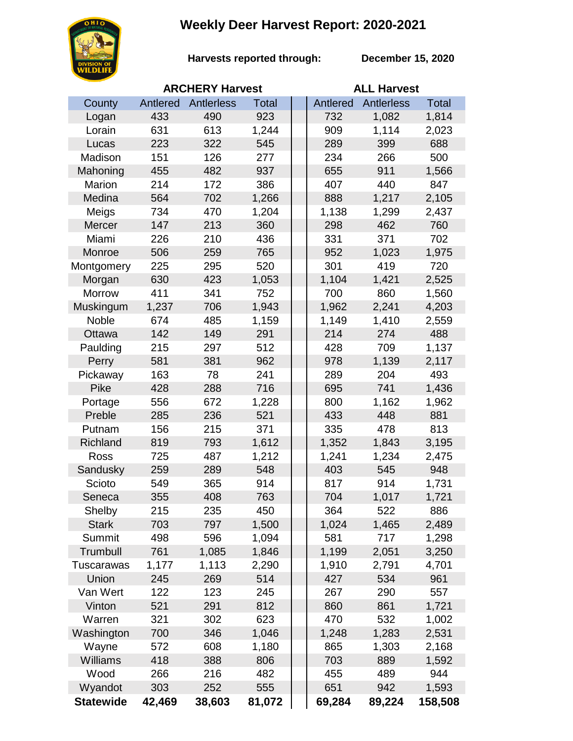# Weekly Deer Harvest Report: 2020-2021

**Harvests reported through:** **December 15, 2020**

| | ARCHERY Harvest | | | ALL Harvest | | |
|---|---|---|---|---|---|---|
| County | Antlered | Antlerless | Total | Antlered | Antlerless | Total |
| Logan | 433 | 490 | 923 | 732 | 1,082 | 1,814 |
| Lorain | 631 | 613 | 1,244 | 909 | 1,114 | 2,023 |
| Lucas | 223 | 322 | 545 | 289 | 399 | 688 |
| Madison | 151 | 126 | 277 | 234 | 266 | 500 |
| Mahoning | 455 | 482 | 937 | 655 | 911 | 1,566 |
| Marion | 214 | 172 | 386 | 407 | 440 | 847 |
| Medina | 564 | 702 | 1,266 | 888 | 1,217 | 2,105 |
| Meigs | 734 | 470 | 1,204 | 1,138 | 1,299 | 2,437 |
| Mercer | 147 | 213 | 360 | 298 | 462 | 760 |
| Miami | 226 | 210 | 436 | 331 | 371 | 702 |
| Monroe | 506 | 259 | 765 | 952 | 1,023 | 1,975 |
| Montgomery | 225 | 295 | 520 | 301 | 419 | 720 |
| Morgan | 630 | 423 | 1,053 | 1,104 | 1,421 | 2,525 |
| Morrow | 411 | 341 | 752 | 700 | 860 | 1,560 |
| Muskingum | 1,237 | 706 | 1,943 | 1,962 | 2,241 | 4,203 |
| Noble | 674 | 485 | 1,159 | 1,149 | 1,410 | 2,559 |
| Ottawa | 142 | 149 | 291 | 214 | 274 | 488 |
| Paulding | 215 | 297 | 512 | 428 | 709 | 1,137 |
| Perry | 581 | 381 | 962 | 978 | 1,139 | 2,117 |
| Pickaway | 163 | 78 | 241 | 289 | 204 | 493 |
| Pike | 428 | 288 | 716 | 695 | 741 | 1,436 |
| Portage | 556 | 672 | 1,228 | 800 | 1,162 | 1,962 |
| Preble | 285 | 236 | 521 | 433 | 448 | 881 |
| Putnam | 156 | 215 | 371 | 335 | 478 | 813 |
| Richland | 819 | 793 | 1,612 | 1,352 | 1,843 | 3,195 |
| Ross | 725 | 487 | 1,212 | 1,241 | 1,234 | 2,475 |
| Sandusky | 259 | 289 | 548 | 403 | 545 | 948 |
| Scioto | 549 | 365 | 914 | 817 | 914 | 1,731 |
| Seneca | 355 | 408 | 763 | 704 | 1,017 | 1,721 |
| Shelby | 215 | 235 | 450 | 364 | 522 | 886 |
| Stark | 703 | 797 | 1,500 | 1,024 | 1,465 | 2,489 |
| Summit | 498 | 596 | 1,094 | 581 | 717 | 1,298 |
| Trumbull | 761 | 1,085 | 1,846 | 1,199 | 2,051 | 3,250 |
| Tuscarawas | 1,177 | 1,113 | 2,290 | 1,910 | 2,791 | 4,701 |
| Union | 245 | 269 | 514 | 427 | 534 | 961 |
| Van Wert | 122 | 123 | 245 | 267 | 290 | 557 |
| Vinton | 521 | 291 | 812 | 860 | 861 | 1,721 |
| Warren | 321 | 302 | 623 | 470 | 532 | 1,002 |
| Washington | 700 | 346 | 1,046 | 1,248 | 1,283 | 2,531 |
| Wayne | 572 | 608 | 1,180 | 865 | 1,303 | 2,168 |
| Williams | 418 | 388 | 806 | 703 | 889 | 1,592 |
| Wood | 266 | 216 | 482 | 455 | 489 | 944 |
| Wyandot | 303 | 252 | 555 | 651 | 942 | 1,593 |
| **Statewide** | **42,469** | **38,603** | **81,072** | **69,284** | **89,224** | **158,508** |